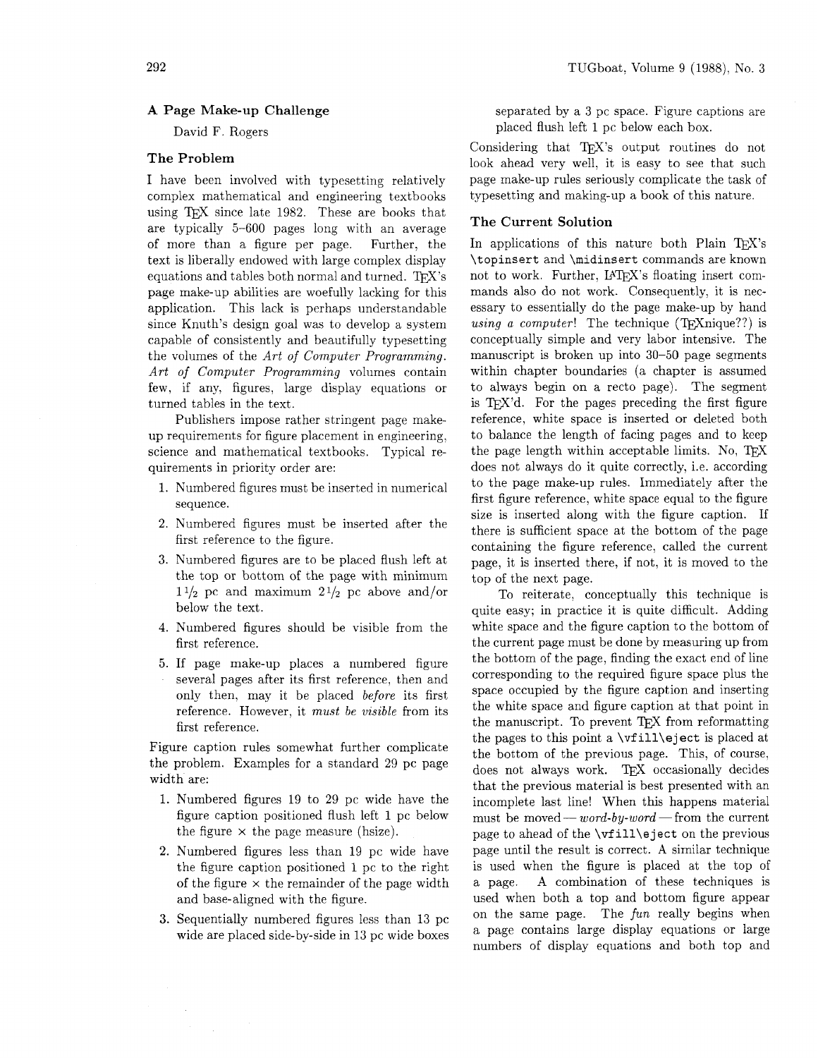## A Page Make-up Challenge

David F. Rogers

### The Problem

I have been involved with typesetting relatively complex mathematical and engineering textbooks using TeX since late 1982. These are books that are typically 5–600 pages long with an average of more than a figure per page. Further, the text is liberally endowed with large complex display equations and tables both normal and turned. TeX's page make-up abilities are woefully lacking for this application. This lack is perhaps understandable since Knuth's design goal was to develop a system capable of consistently and beautifully typesetting the volumes of the *Art of Computer Programming*. *Art of Computer Programming* volumes contain few, if any, figures, large display equations or turned tables in the text.

Publishers impose rather stringent page make-up requirements for figure placement in engineering, science and mathematical textbooks. Typical requirements in priority order are:

1. Numbered figures must be inserted in numerical sequence.
2. Numbered figures must be inserted after the first reference to the figure.
3. Numbered figures are to be placed flush left at the top or bottom of the page with minimum $1\frac{1}{2}$ pc and maximum $2\frac{1}{2}$ pc above and/or below the text.
4. Numbered figures should be visible from the first reference.
5. If page make-up places a numbered figure several pages after its first reference, then and only then, may it be placed *before* its first reference. However, it *must be visible* from its first reference.

Figure caption rules somewhat further complicate the problem. Examples for a standard 29 pc page width are:

1. Numbered figures 19 to 29 pc wide have the figure caption positioned flush left 1 pc below the figure × the page measure (hsize).
2. Numbered figures less than 19 pc wide have the figure caption positioned 1 pc to the right of the figure × the remainder of the page width and base-aligned with the figure.
3. Sequentially numbered figures less than 13 pc wide are placed side-by-side in 13 pc wide boxes separated by a 3 pc space. Figure captions are placed flush left 1 pc below each box.

Considering that TeX's output routines do not look ahead very well, it is easy to see that such page make-up rules seriously complicate the task of typesetting and making-up a book of this nature.

### The Current Solution

In applications of this nature both Plain TeX's `\topinsert` and `\midinsert` commands are known not to work. Further, LaTeX's floating insert commands also do not work. Consequently, it is necessary to essentially do the page make-up by hand *using a computer*! The technique (TeXnique??) is conceptually simple and very labor intensive. The manuscript is broken up into 30–50 page segments within chapter boundaries (a chapter is assumed to always begin on a recto page). The segment is TeX'd. For the pages preceding the first figure reference, white space is inserted or deleted both to balance the length of facing pages and to keep the page length within acceptable limits. No, TeX does not always do it quite correctly, i.e. according to the page make-up rules. Immediately after the first figure reference, white space equal to the figure size is inserted along with the figure caption. If there is sufficient space at the bottom of the page containing the figure reference, called the current page, it is inserted there, if not, it is moved to the top of the next page.

To reiterate, conceptually this technique is quite easy; in practice it is quite difficult. Adding white space and the figure caption to the bottom of the current page must be done by measuring up from the bottom of the page, finding the exact end of line corresponding to the required figure space plus the space occupied by the figure caption and inserting the white space and figure caption at that point in the manuscript. To prevent TeX from reformatting the pages to this point a `\vfill\eject` is placed at the bottom of the previous page. This, of course, does not always work. TeX occasionally decides that the previous material is best presented with an incomplete last line! When this happens material must be moved — *word-by-word* — from the current page to ahead of the `\vfill\eject` on the previous page until the result is correct. A similar technique is used when the figure is placed at the top of a page. A combination of these techniques is used when both a top and bottom figure appear on the same page. The *fun* really begins when a page contains large display equations or large numbers of display equations and both top and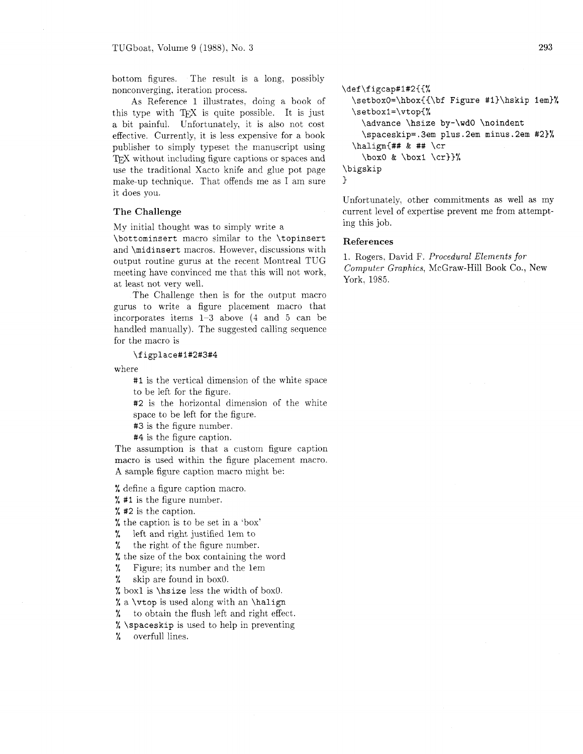bottom figures. The result is a long, possibly nonconverging, iteration process.

As Reference 1 illustrates, doing a book of this type with TEX is quite possible. It is just a bit painful. Unfortunately, it is also not cost effective. Currently, it is less expensive for a book publisher to simply typeset the manuscript using TEX without including figure captions or spaces and use the traditional Xacto knife and glue pot page make-up technique. That offends me as I am sure it does you.

### The Challenge

My initial thought was to simply write a `\bottominsert` macro similar to the `\topinsert` and `\midinsert` macros. However, discussions with output routine gurus at the recent Montreal TUG meeting have convinced me that this will not work, at least not very well.

The Challenge then is for the output macro gurus to write a figure placement macro that incorporates items 1–3 above (4 and 5 can be handled manually). The suggested calling sequence for the macro is

```
\figplace#1#2#3#4
```

where

- `#1` is the vertical dimension of the white space to be left for the figure.
- `#2` is the horizontal dimension of the white space to be left for the figure.
- `#3` is the figure number.
- `#4` is the figure caption.

The assumption is that a custom figure caption macro is used within the figure placement macro. A sample figure caption macro might be:

```
% define a figure caption macro.
% #1 is the figure number.
% #2 is the caption.
% the caption is to be set in a 'box'
%    left and right justified 1em to
%    the right of the figure number.
% the size of the box containing the word
%    Figure; its number and the 1em
%    skip are found in box0.
% box1 is \hsize less the width of box0.
% a \vtop is used along with an \halign
%    to obtain the flush left and right effect.
% \spaceskip is used to help in preventing
%    overfull lines.
\def\figcap#1#2{{%
  \setbox0=\hbox{{\bf Figure #1}\hskip 1em}%
  \setbox1=\vtop{%
    \advance \hsize by-\wd0 \noindent
    \spaceskip=.3em plus.2em minus.2em #2}%
  \halign{## & ## \cr
    \box0 & \box1 \cr}}%
\bigskip
}
```

Unfortunately, other commitments as well as my current level of expertise prevent me from attempting this job.

### References

1. Rogers, David F. *Procedural Elements for Computer Graphics*, McGraw-Hill Book Co., New York, 1985.